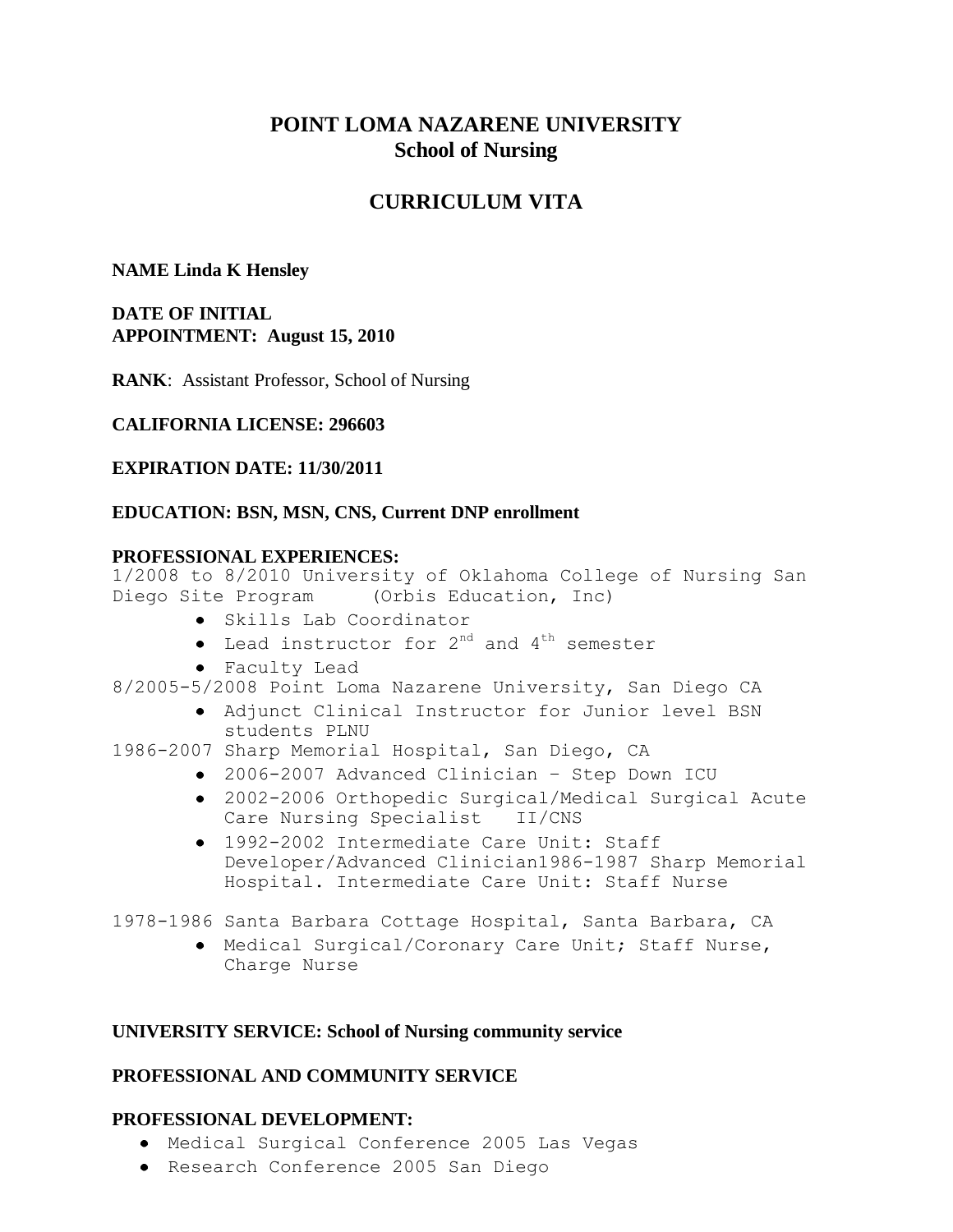# POINT LOMA NAZARENE UNIVERSITY
## School of Nursing

## CURRICULUM VITA

**NAME Linda K Hensley**

**DATE OF INITIAL APPOINTMENT: August 15, 2010**

**RANK**: Assistant Professor, School of Nursing

**CALIFORNIA LICENSE: 296603**

**EXPIRATION DATE: 11/30/2011**

**EDUCATION: BSN, MSN, CNS, Current DNP enrollment**

**PROFESSIONAL EXPERIENCES:**

1/2008 to 8/2010 University of Oklahoma College of Nursing San Diego Site Program (Orbis Education, Inc)

- Skills Lab Coordinator
- Lead instructor for 2nd and 4th semester
- Faculty Lead

8/2005-5/2008 Point Loma Nazarene University, San Diego CA

- Adjunct Clinical Instructor for Junior level BSN students PLNU

1986-2007 Sharp Memorial Hospital, San Diego, CA

- 2006-2007 Advanced Clinician – Step Down ICU
- 2002-2006 Orthopedic Surgical/Medical Surgical Acute Care Nursing Specialist II/CNS
- 1992-2002 Intermediate Care Unit: Staff Developer/Advanced Clinician1986-1987 Sharp Memorial Hospital. Intermediate Care Unit: Staff Nurse

1978-1986 Santa Barbara Cottage Hospital, Santa Barbara, CA

- Medical Surgical/Coronary Care Unit; Staff Nurse, Charge Nurse

**UNIVERSITY SERVICE: School of Nursing community service**

**PROFESSIONAL AND COMMUNITY SERVICE**

**PROFESSIONAL DEVELOPMENT:**

- Medical Surgical Conference 2005 Las Vegas
- Research Conference 2005 San Diego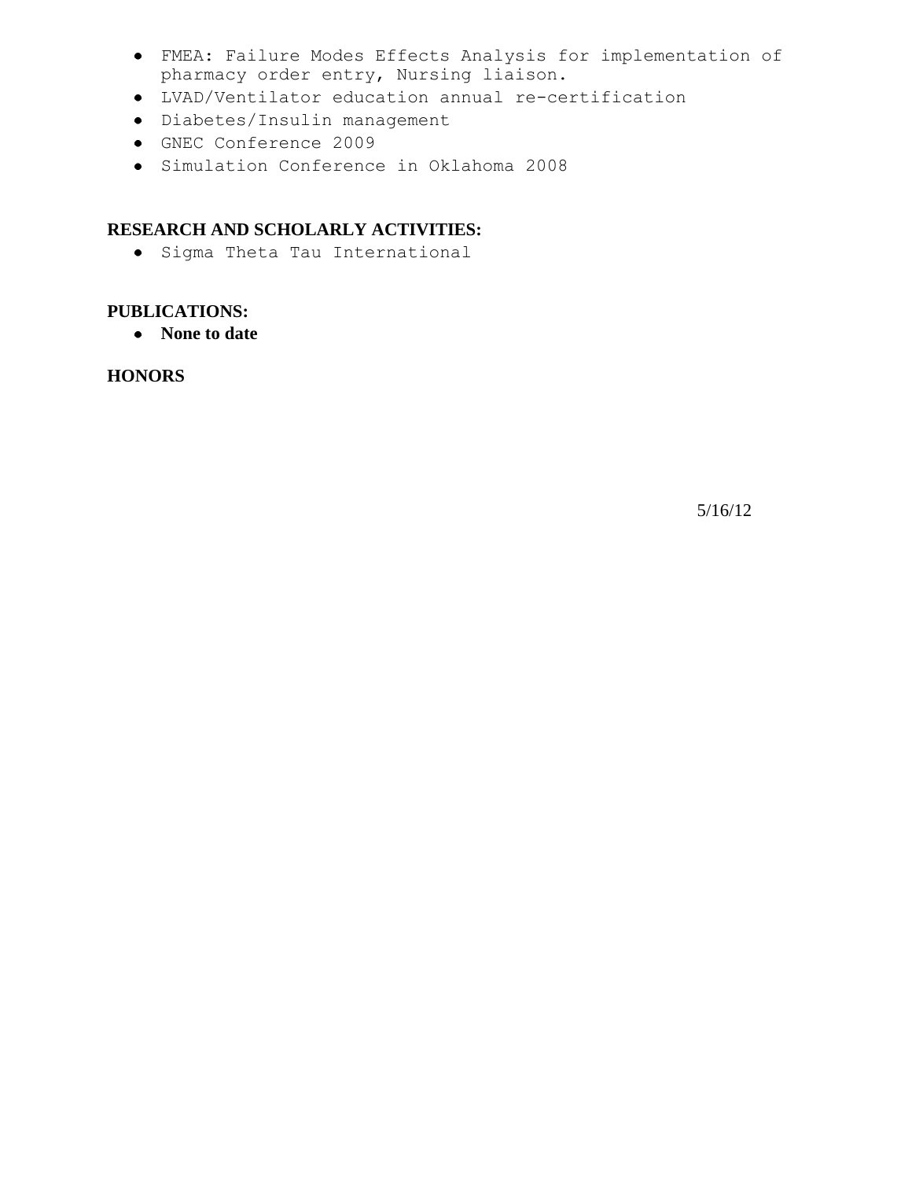- FMEA: Failure Modes Effects Analysis for implementation of pharmacy order entry, Nursing liaison.
- LVAD/Ventilator education annual re-certification
- Diabetes/Insulin management
- GNEC Conference 2009
- Simulation Conference in Oklahoma 2008

**RESEARCH AND SCHOLARLY ACTIVITIES:**

- Sigma Theta Tau International

**PUBLICATIONS:**

- **None to date**

**HONORS**

5/16/12